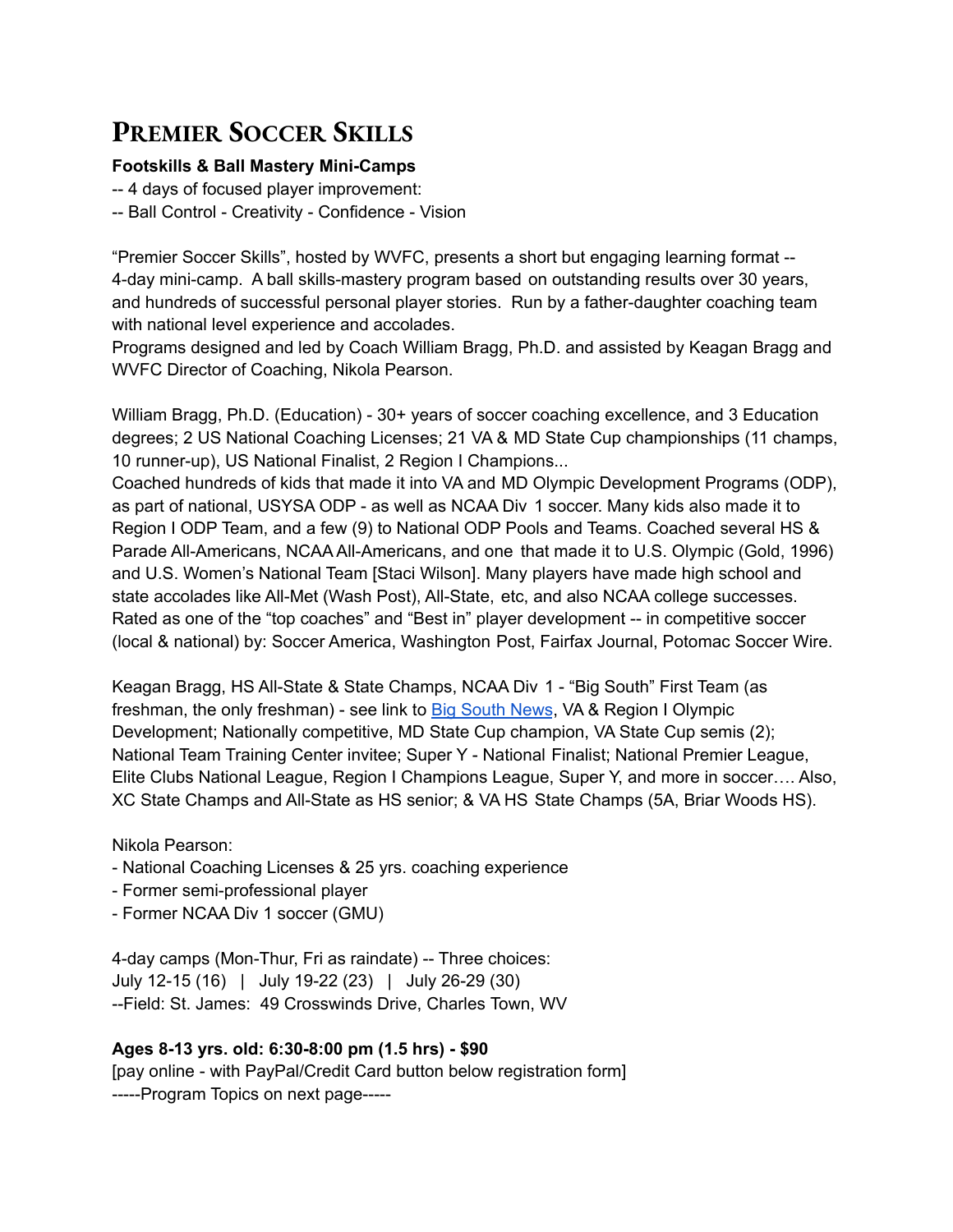# Premier Soccer Skills

**Footskills & Ball Mastery Mini-Camps**

-- 4 days of focused player improvement:

-- Ball Control - Creativity - Confidence - Vision

"Premier Soccer Skills", hosted by WVFC, presents a short but engaging learning format -- 4-day mini-camp. A ball skills-mastery program based on outstanding results over 30 years, and hundreds of successful personal player stories. Run by a father-daughter coaching team with national level experience and accolades.
Programs designed and led by Coach William Bragg, Ph.D. and assisted by Keagan Bragg and WVFC Director of Coaching, Nikola Pearson.

William Bragg, Ph.D. (Education) - 30+ years of soccer coaching excellence, and 3 Education degrees; 2 US National Coaching Licenses; 21 VA & MD State Cup championships (11 champs, 10 runner-up), US National Finalist, 2 Region I Champions...
Coached hundreds of kids that made it into VA and MD Olympic Development Programs (ODP), as part of national, USYSA ODP - as well as NCAA Div 1 soccer. Many kids also made it to Region I ODP Team, and a few (9) to National ODP Pools and Teams. Coached several HS & Parade All-Americans, NCAA All-Americans, and one that made it to U.S. Olympic (Gold, 1996) and U.S. Women's National Team [Staci Wilson]. Many players have made high school and state accolades like All-Met (Wash Post), All-State, etc, and also NCAA college successes. Rated as one of the "top coaches" and "Best in" player development -- in competitive soccer (local & national) by: Soccer America, Washington Post, Fairfax Journal, Potomac Soccer Wire.

Keagan Bragg, HS All-State & State Champs, NCAA Div 1 - "Big South" First Team (as freshman, the only freshman) - see link to Big South News, VA & Region I Olympic Development; Nationally competitive, MD State Cup champion, VA State Cup semis (2); National Team Training Center invitee; Super Y - National Finalist; National Premier League, Elite Clubs National League, Region I Champions League, Super Y, and more in soccer…. Also, XC State Champs and All-State as HS senior; & VA HS State Champs (5A, Briar Woods HS).

Nikola Pearson:

- National Coaching Licenses & 25 yrs. coaching experience
- Former semi-professional player
- Former NCAA Div 1 soccer (GMU)

4-day camps (Mon-Thur, Fri as raindate) -- Three choices:
July 12-15 (16) | July 19-22 (23) | July 26-29 (30)
--Field: St. James: 49 Crosswinds Drive, Charles Town, WV

**Ages 8-13 yrs. old: 6:30-8:00 pm (1.5 hrs) - $90**

[pay online - with PayPal/Credit Card button below registration form]

-----Program Topics on next page-----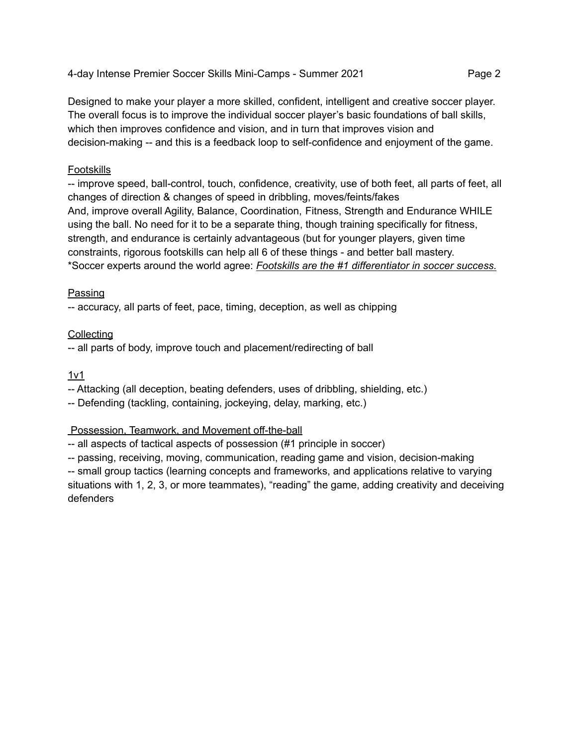Designed to make your player a more skilled, confident, intelligent and creative soccer player. The overall focus is to improve the individual soccer player's basic foundations of ball skills, which then improves confidence and vision, and in turn that improves vision and decision-making -- and this is a feedback loop to self-confidence and enjoyment of the game.

<u>Footskills</u>

-- improve speed, ball-control, touch, confidence, creativity, use of both feet, all parts of feet, all changes of direction & changes of speed in dribbling, moves/feints/fakes
And, improve overall Agility, Balance, Coordination, Fitness, Strength and Endurance WHILE using the ball. No need for it to be a separate thing, though training specifically for fitness, strength, and endurance is certainly advantageous (but for younger players, given time constraints, rigorous footskills can help all 6 of these things - and better ball mastery.
*Soccer experts around the world agree: ***<u>Footskills are the #1 differentiator in soccer success.</u>***

<u>Passing</u>

-- accuracy, all parts of feet, pace, timing, deception, as well as chipping

<u>Collecting</u>

-- all parts of body, improve touch and placement/redirecting of ball

<u>1v1</u>

-- Attacking (all deception, beating defenders, uses of dribbling, shielding, etc.)
-- Defending (tackling, containing, jockeying, delay, marking, etc.)

<u>Possession, Teamwork, and Movement off-the-ball</u>

-- all aspects of tactical aspects of possession (#1 principle in soccer)
-- passing, receiving, moving, communication, reading game and vision, decision-making
-- small group tactics (learning concepts and frameworks, and applications relative to varying situations with 1, 2, 3, or more teammates), "reading" the game, adding creativity and deceiving defenders